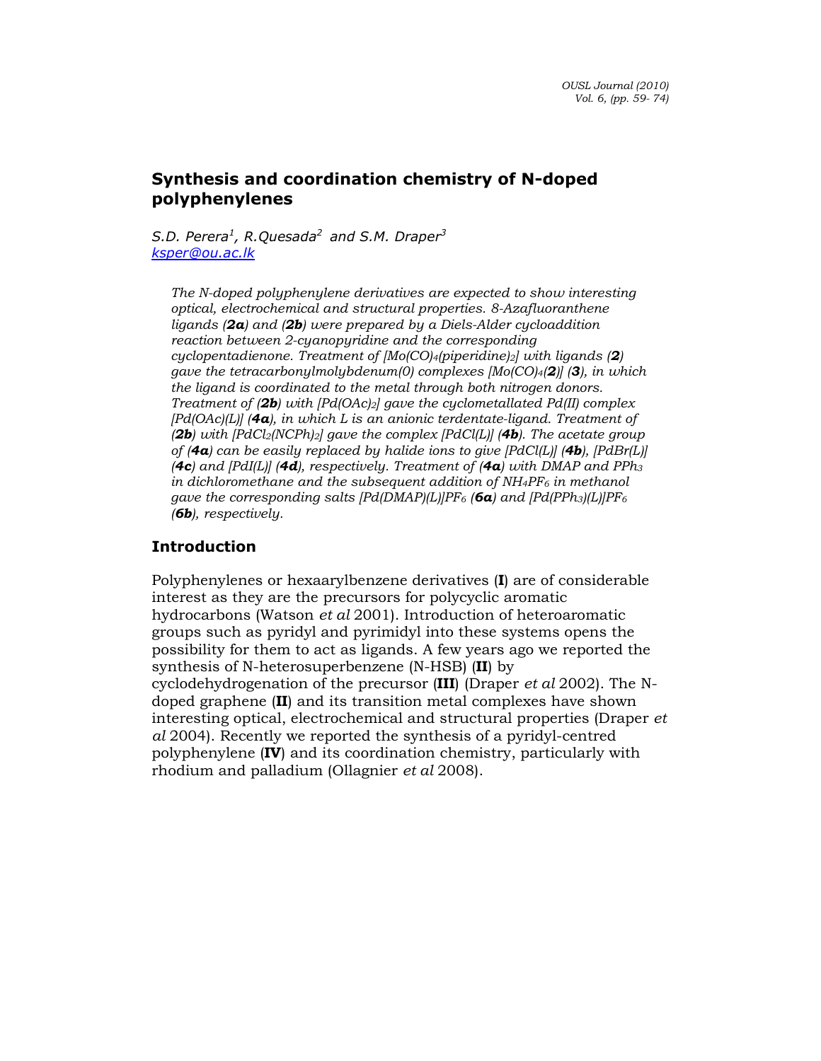# Synthesis and coordination chemistry of N-doped polyphenylenes

*S.D. Perera[1], R.Quesada[2] and S.M. Draper[3]*
[ksper@ou.ac.lk](mailto:ksper@ou.ac.lk)

*The N-doped polyphenylene derivatives are expected to show interesting optical, electrochemical and structural properties. 8-Azafluoranthene ligands (**2a**) and (**2b**) were prepared by a Diels-Alder cycloaddition reaction between 2-cyanopyridine and the corresponding cyclopentadienone. Treatment of [Mo(CO)$_4$(piperidine)$_2$] with ligands (**2**) gave the tetracarbonylmolybdenum(0) complexes [Mo(CO)$_4$(**2**)] (**3**), in which the ligand is coordinated to the metal through both nitrogen donors. Treatment of (**2b**) with [Pd(OAc)$_2$] gave the cyclometallated Pd(II) complex [Pd(OAc)(L)] (**4a**), in which L is an anionic terdentate-ligand. Treatment of (**2b**) with [PdCl$_2$(NCPh)$_2$] gave the complex [PdCl(L)] (**4b**). The acetate group of (**4a**) can be easily replaced by halide ions to give [PdCl(L)] (**4b**), [PdBr(L)] (**4c**) and [PdI(L)] (**4d**), respectively. Treatment of (**4a**) with DMAP and PPh$_3$ in dichloromethane and the subsequent addition of NH$_4$PF$_6$ in methanol gave the corresponding salts [Pd(DMAP)(L)]PF$_6$ (**6a**) and [Pd(PPh$_3$)(L)]PF$_6$ (**6b**), respectively.*

## Introduction

Polyphenylenes or hexaarylbenzene derivatives (**I**) are of considerable interest as they are the precursors for polycyclic aromatic hydrocarbons (Watson *et al* 2001). Introduction of heteroaromatic groups such as pyridyl and pyrimidyl into these systems opens the possibility for them to act as ligands. A few years ago we reported the synthesis of N-heterosuperbenzene (N-HSB) (**II**) by cyclodehydrogenation of the precursor (**III**) (Draper *et al* 2002). The N-doped graphene (**II**) and its transition metal complexes have shown interesting optical, electrochemical and structural properties (Draper *et al* 2004). Recently we reported the synthesis of a pyridyl-centred polyphenylene (**IV**) and its coordination chemistry, particularly with rhodium and palladium (Ollagnier *et al* 2008).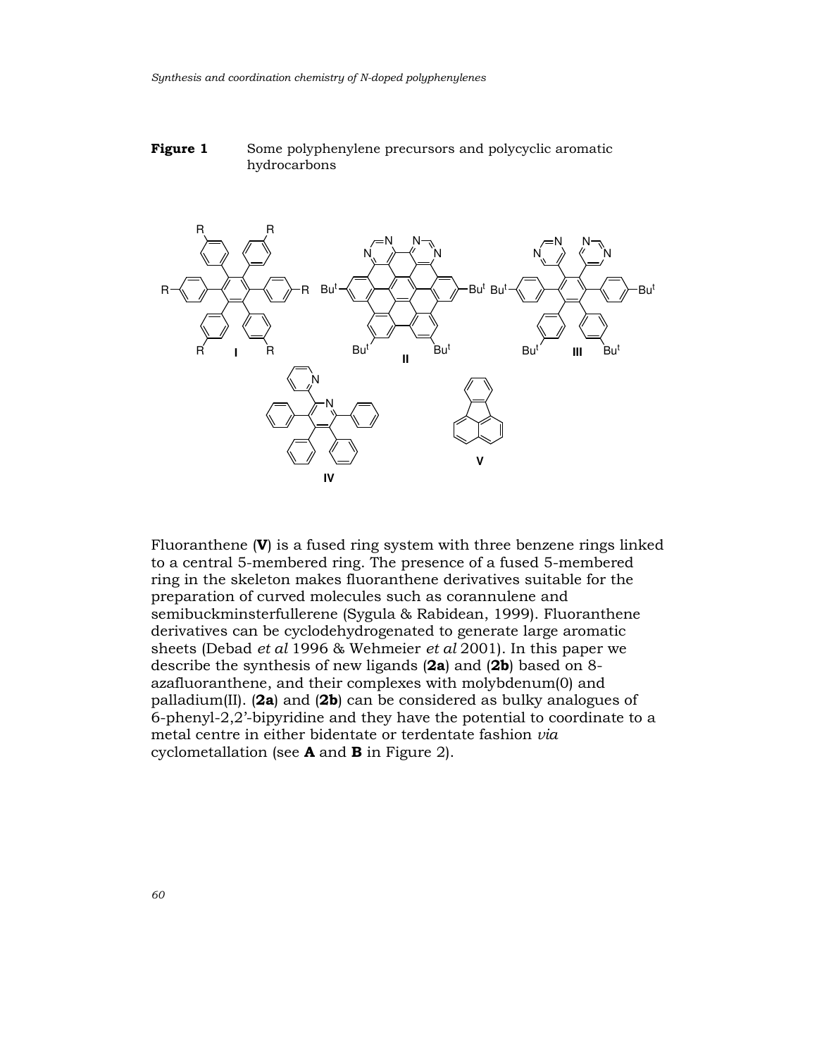**Figure 1** Some polyphenylene precursors and polycyclic aromatic hydrocarbons

Fluoranthene (**V**) is a fused ring system with three benzene rings linked to a central 5-membered ring. The presence of a fused 5-membered ring in the skeleton makes fluoranthene derivatives suitable for the preparation of curved molecules such as corannulene and semibuckminsterfullerene (Sygula & Rabidean, 1999). Fluoranthene derivatives can be cyclodehydrogenated to generate large aromatic sheets (Debad *et al* 1996 & Wehmeier *et al* 2001). In this paper we describe the synthesis of new ligands (**2a**) and (**2b**) based on 8-azafluoranthene, and their complexes with molybdenum(0) and palladium(II). (**2a**) and (**2b**) can be considered as bulky analogues of 6-phenyl-2,2'-bipyridine and they have the potential to coordinate to a metal centre in either bidentate or terdentate fashion *via* cyclometallation (see **A** and **B** in Figure 2).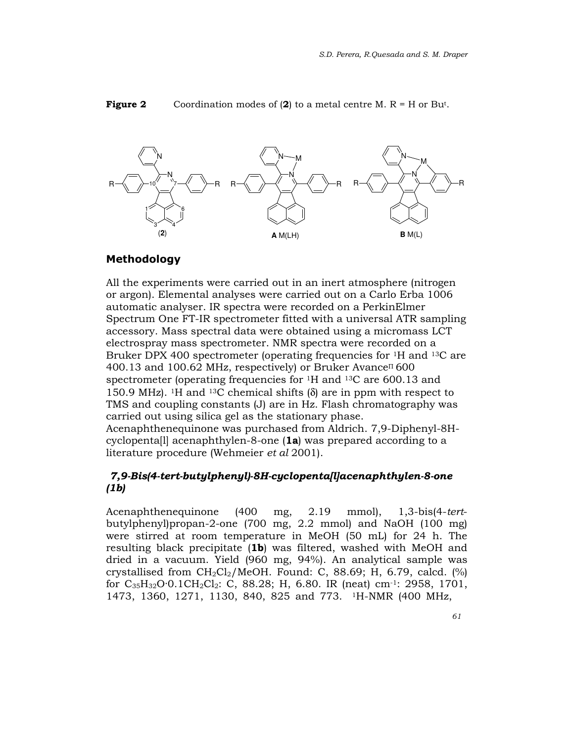**Figure 2** Coordination modes of (**2**) to a metal centre M. R = H or Bu[t].

## Methodology

All the experiments were carried out in an inert atmosphere (nitrogen or argon). Elemental analyses were carried out on a Carlo Erba 1006 automatic analyser. IR spectra were recorded on a PerkinElmer Spectrum One FT-IR spectrometer fitted with a universal ATR sampling accessory. Mass spectral data were obtained using a micromass LCT electrospray mass spectrometer. NMR spectra were recorded on a Bruker DPX 400 spectrometer (operating frequencies for $^{1}H$ and $^{13}C$ are 400.13 and 100.62 MHz, respectively) or Bruker Avance$^{\Pi}$ 600 spectrometer (operating frequencies for $^{1}H$ and $^{13}C$ are 600.13 and 150.9 MHz). $^{1}H$ and $^{13}C$ chemical shifts (δ) are in ppm with respect to TMS and coupling constants (J) are in Hz. Flash chromatography was carried out using silica gel as the stationary phase. Acenaphthenequinone was purchased from Aldrich. 7,9-Diphenyl-8H-cyclopenta[l] acenaphthylen-8-one (**1a**) was prepared according to a literature procedure (Wehmeier *et al* 2001).

### *7,9-Bis(4-tert-butylphenyl)-8H-cyclopenta[l]acenaphthylen-8-one (1b)*

Acenaphthenequinone (400 mg, 2.19 mmol), 1,3-bis(4-*tert*-butylphenyl)propan-2-one (700 mg, 2.2 mmol) and NaOH (100 mg) were stirred at room temperature in MeOH (50 mL) for 24 h. The resulting black precipitate (**1b**) was filtered, washed with MeOH and dried in a vacuum. Yield (960 mg, 94%). An analytical sample was crystallised from $CH_2Cl_2$/MeOH. Found: C, 88.69; H, 6.79, calcd. (%) for $C_{35}H_{32}O{\cdot}0.1CH_2Cl_2$: C, 88.28; H, 6.80. IR (neat) cm$^{-1}$: 2958, 1701, 1473, 1360, 1271, 1130, 840, 825 and 773. $^{1}H$-NMR (400 MHz,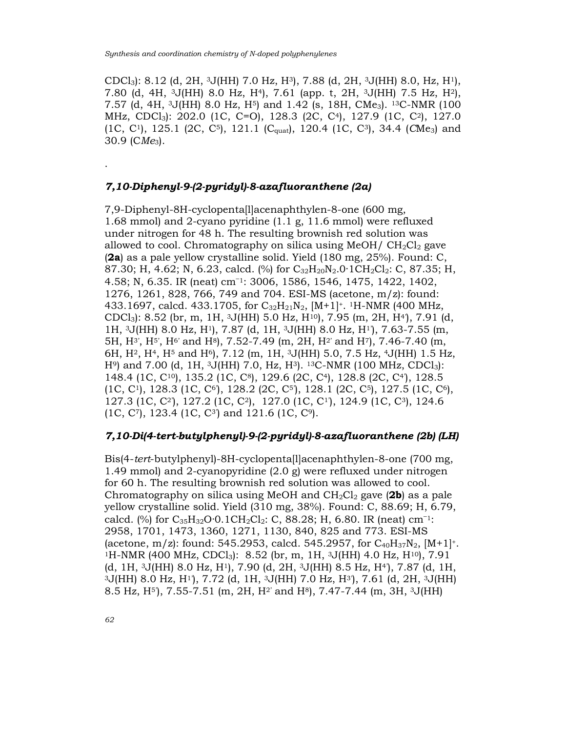$CDCl_3$): 8.12 (d, 2H, $^3J$(HH) 7.0 Hz, H[3]), 7.88 (d, 2H, $^3J$(HH) 8.0, Hz, H[1]), 7.80 (d, 4H, $^3J$(HH) 8.0 Hz, H[4]), 7.61 (app. t, 2H, $^3J$(HH) 7.5 Hz, H[2]), 7.57 (d, 4H, $^3J$(HH) 8.0 Hz, H[5]) and 1.42 (s, 18H, $CMe_3$). $^{13}$C-NMR (100 MHz, $CDCl_3$): 202.0 (1C, C=O), 128.3 (2C, C[4]), 127.9 (1C, C[2]), 127.0 (1C, C[1]), 125.1 (2C, C[5]), 121.1 ($C_{quat}$), 120.4 (1C, C[3]), 34.4 (*C*$Me_3$) and 30.9 (C*Me*$_3$).

.

### *7,10-Diphenyl-9-(2-pyridyl)-8-azafluoranthene (2a)*

7,9-Diphenyl-8H-cyclopenta[l]acenaphthylen-8-one (600 mg, 1.68 mmol) and 2-cyano pyridine (1.1 g, 11.6 mmol) were refluxed under nitrogen for 48 h. The resulting brownish red solution was allowed to cool. Chromatography on silica using MeOH/ $CH_2Cl_2$ gave (**2a**) as a pale yellow crystalline solid. Yield (180 mg, 25%). Found: C, 87.30; H, 4.62; N, 6.23, calcd. (%) for $C_{32}H_{20}N_2{\cdot}0{\cdot}1CH_2Cl_2$: C, 87.35; H, 4.58; N, 6.35. IR (neat) cm$^{-1}$: 3006, 1586, 1546, 1475, 1422, 1402, 1276, 1261, 828, 766, 749 and 704. ESI-MS (acetone, m/z): found: 433.1697, calcd. 433.1705, for $C_{32}H_{21}N_2$, $[M+1]^+$. $^1$H-NMR (400 MHz, $CDCl_3$): 8.52 (br, m, 1H, $^3J$(HH) 5.0 Hz, H[10]), 7.95 (m, 2H, H[4']), 7.91 (d, 1H, $^3J$(HH) 8.0 Hz, H[1]), 7.87 (d, 1H, $^3J$(HH) 8.0 Hz, H[1']), 7.63-7.55 (m, 5H, H[3'], H[5'], H[6'] and H[8]), 7.52-7.49 (m, 2H, H[2'] and H[7]), 7.46-7.40 (m, 6H, H[2], H[4], H[5] and H[6]), 7.12 (m, 1H, $^3J$(HH) 5.0, 7.5 Hz, $^4J$(HH) 1.5 Hz, H[9]) and 7.00 (d, 1H, $^3J$(HH) 7.0, Hz, H[3]). $^{13}$C-NMR (100 MHz, $CDCl_3$): 148.4 (1C, C[10]), 135.2 (1C, C[8]), 129.6 (2C, C[4]), 128.8 (2C, C[4']), 128.5 (1C, C[1]), 128.3 (1C, C[6']), 128.2 (2C, C[5']), 128.1 (2C, C[5]), 127.5 (1C, C[6]), 127.3 (1C, C[2']), 127.2 (1C, C[2]), 127.0 (1C, C[1']), 124.9 (1C, C[3]), 124.6 (1C, C[7]), 123.4 (1C, C[3']) and 121.6 (1C, C[9]).

### *7,10-Di(4-tert-butylphenyl)-9-(2-pyridyl)-8-azafluoranthene (2b) (LH)*

Bis(4-*tert*-butylphenyl)-8H-cyclopenta[l]acenaphthylen-8-one (700 mg, 1.49 mmol) and 2-cyanopyridine (2.0 g) were refluxed under nitrogen for 60 h. The resulting brownish red solution was allowed to cool. Chromatography on silica using MeOH and $CH_2Cl_2$ gave (**2b**) as a pale yellow crystalline solid. Yield (310 mg, 38%). Found: C, 88.69; H, 6.79, calcd. (%) for $C_{35}H_{32}O{\cdot}0.1CH_2Cl_2$: C, 88.28; H, 6.80. IR (neat) cm$^{-1}$: 2958, 1701, 1473, 1360, 1271, 1130, 840, 825 and 773. ESI-MS (acetone, m/z): found: 545.2953, calcd. 545.2957, for $C_{40}H_{37}N_2$, $[M+1]^+$. $^1$H-NMR (400 MHz, $CDCl_3$): 8.52 (br, m, 1H, $^3J$(HH) 4.0 Hz, H[10]), 7.91 (d, 1H, $^3J$(HH) 8.0 Hz, H[1]), 7.90 (d, 2H, $^3J$(HH) 8.5 Hz, H[4']), 7.87 (d, 1H, $^3J$(HH) 8.0 Hz, H[1']), 7.72 (d, 1H, $^3J$(HH) 7.0 Hz, H[3']), 7.61 (d, 2H, $^3J$(HH) 8.5 Hz, H[5']), 7.55-7.51 (m, 2H, H[2'] and H[8]), 7.47-7.44 (m, 3H, $^3J$(HH)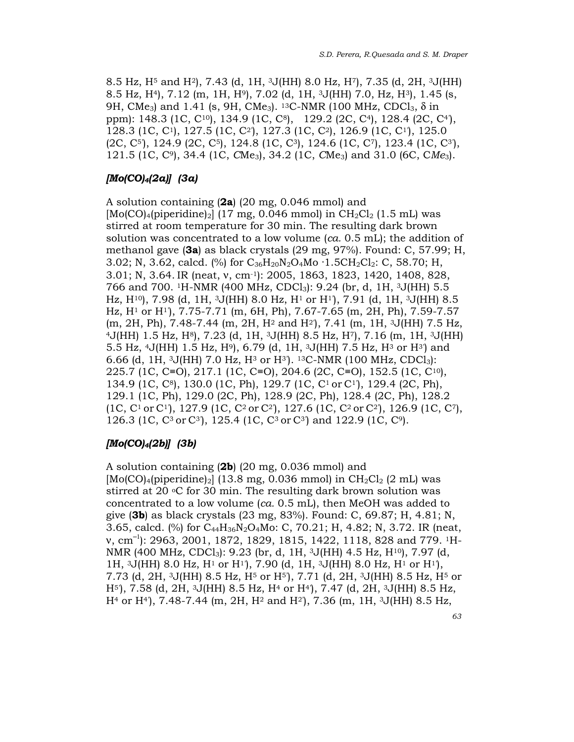8.5 Hz, $H^5$ and $H^2$), 7.43 (d, 1H, $^3J$(HH) 8.0 Hz, $H^7$), 7.35 (d, 2H, $^3J$(HH) 8.5 Hz, $H^4$), 7.12 (m, 1H, $H^9$), 7.02 (d, 1H, $^3J$(HH) 7.0, Hz, $H^3$), 1.45 (s, 9H, $CMe_3$) and 1.41 (s, 9H, $CMe_3$). $^{13}$C-NMR (100 MHz, $CDCl_3$, $\delta$ in ppm): 148.3 (1C, $C^{10}$), 134.9 (1C, $C^8$), 129.2 (2C, $C^4$), 128.4 (2C, $C^{4'}$), 128.3 (1C, $C^1$), 127.5 (1C, $C^{2'}$), 127.3 (1C, $C^2$), 126.9 (1C, $C^{1'}$), 125.0 (2C, $C^{5'}$), 124.9 (2C, $C^5$), 124.8 (1C, $C^3$), 124.6 (1C, $C^7$), 123.4 (1C, $C^{3'}$), 121.5 (1C, $C^9$), 34.4 (1C, *C*Me$_3$), 34.2 (1C, *C*Me$_3$) and 31.0 (6C, C*Me*$_3$).

### *[Mo(CO)$_4$(2a)] (3a)*

A solution containing (**2a**) (20 mg, 0.046 mmol) and [Mo(CO)$_4$(piperidine)$_2$] (17 mg, 0.046 mmol) in $CH_2Cl_2$ (1.5 mL) was stirred at room temperature for 30 min. The resulting dark brown solution was concentrated to a low volume (*ca.* 0.5 mL); the addition of methanol gave (**3a**) as black crystals (29 mg, 97%). Found: C, 57.99; H, 3.02; N, 3.62, calcd. (%) for $C_{36}H_{20}N_2O_4Mo \cdot 1.5CH_2Cl_2$: C, 58.70; H, 3.01; N, 3.64. IR (neat, ν, cm$^{-1}$): 2005, 1863, 1823, 1420, 1408, 828, 766 and 700. $^1$H-NMR (400 MHz, $CDCl_3$): 9.24 (br, d, 1H, $^3J$(HH) 5.5 Hz, $H^{10}$), 7.98 (d, 1H, $^3J$(HH) 8.0 Hz, $H^1$ or $H^{1'}$), 7.91 (d, 1H, $^3J$(HH) 8.5 Hz, $H^1$ or $H^{1'}$), 7.75-7.71 (m, 6H, Ph), 7.67-7.65 (m, 2H, Ph), 7.59-7.57 (m, 2H, Ph), 7.48-7.44 (m, 2H, $H^2$ and $H^{2'}$), 7.41 (m, 1H, $^3J$(HH) 7.5 Hz, $^4J$(HH) 1.5 Hz, $H^8$), 7.23 (d, 1H, $^3J$(HH) 8.5 Hz, $H^7$), 7.16 (m, 1H, $^3J$(HH) 5.5 Hz, $^4J$(HH) 1.5 Hz, $H^9$), 6.79 (d, 1H, $^3J$(HH) 7.5 Hz, $H^3$ or $H^{3'}$) and 6.66 (d, 1H, $^3J$(HH) 7.0 Hz, $H^3$ or $H^{3'}$). $^{13}$C-NMR (100 MHz, $CDCl_3$): 225.7 (1C, C≡O), 217.1 (1C, C≡O), 204.6 (2C, C≡O), 152.5 (1C, $C^{10}$), 134.9 (1C, $C^8$), 130.0 (1C, Ph), 129.7 (1C, $C^1$ or $C^{1'}$), 129.4 (2C, Ph), 129.1 (1C, Ph), 129.0 (2C, Ph), 128.9 (2C, Ph), 128.4 (2C, Ph), 128.2 (1C, $C^1$ or $C^{1'}$), 127.9 (1C, $C^2$ or $C^{2'}$), 127.6 (1C, $C^2$ or $C^{2'}$), 126.9 (1C, $C^7$), 126.3 (1C, $C^3$ or $C^{3'}$), 125.4 (1C, $C^3$ or $C^{3'}$) and 122.9 (1C, $C^9$).

### *[Mo(CO)$_4$(2b)] (3b)*

A solution containing (**2b**) (20 mg, 0.036 mmol) and [Mo(CO)$_4$(piperidine)$_2$] (13.8 mg, 0.036 mmol) in $CH_2Cl_2$ (2 mL) was stirred at 20 °C for 30 min. The resulting dark brown solution was concentrated to a low volume (*ca.* 0.5 mL), then MeOH was added to give (**3b**) as black crystals (23 mg, 83%). Found: C, 69.87; H, 4.81; N, 3.65, calcd. (%) for $C_{44}H_{36}N_2O_4Mo$: C, 70.21; H, 4.82; N, 3.72. IR (neat, ν, cm$^{-1}$): 2963, 2001, 1872, 1829, 1815, 1422, 1118, 828 and 779. $^1$H-NMR (400 MHz, $CDCl_3$): 9.23 (br, d, 1H, $^3J$(HH) 4.5 Hz, $H^{10}$), 7.97 (d, 1H, $^3J$(HH) 8.0 Hz, $H^1$ or $H^{1'}$), 7.90 (d, 1H, $^3J$(HH) 8.0 Hz, $H^1$ or $H^{1'}$), 7.73 (d, 2H, $^3J$(HH) 8.5 Hz, $H^5$ or $H^{5'}$), 7.71 (d, 2H, $^3J$(HH) 8.5 Hz, $H^5$ or $H^{5'}$), 7.58 (d, 2H, $^3J$(HH) 8.5 Hz, $H^4$ or $H^{4'}$), 7.47 (d, 2H, $^3J$(HH) 8.5 Hz, $H^4$ or $H^{4'}$), 7.48-7.44 (m, 2H, $H^2$ and $H^{2'}$), 7.36 (m, 1H, $^3J$(HH) 8.5 Hz,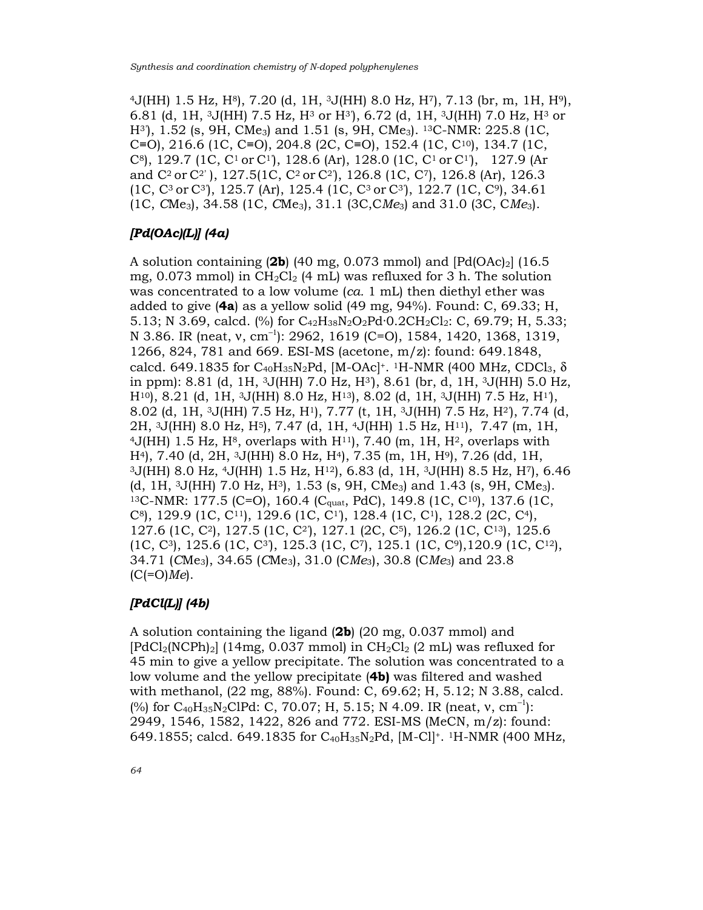$^4J$(HH) 1.5 Hz, H[8]), 7.20 (d, 1H, $^3J$(HH) 8.0 Hz, H[7]), 7.13 (br, m, 1H, H[9]), 6.81 (d, 1H, $^3J$(HH) 7.5 Hz, H[3] or H[3']), 6.72 (d, 1H, $^3J$(HH) 7.0 Hz, H[3] or H[3']), 1.52 (s, 9H, CMe$_3$) and 1.51 (s, 9H, CMe$_3$). $^{13}$C-NMR: 225.8 (1C, C≡O), 216.6 (1C, C≡O), 204.8 (2C, C≡O), 152.4 (1C, C[10]), 134.7 (1C, C[8]), 129.7 (1C, C[1] or C[1']), 128.6 (Ar), 128.0 (1C, C[1] or C[1']), 127.9 (Ar and C[2] or C[2']), 127.5(1C, C[2] or C[2']), 126.8 (1C, C[7]), 126.8 (Ar), 126.3 (1C, C[3] or C[3']), 125.7 (Ar), 125.4 (1C, C[3] or C[3']), 122.7 (1C, C[9]), 34.61 (1C, *C*Me$_3$), 34.58 (1C, *C*Me$_3$), 31.1 (3C,C*Me*$_3$) and 31.0 (3C, C*Me*$_3$).

### *[Pd(OAc)(L)] (4a)*

A solution containing (**2b**) (40 mg, 0.073 mmol) and [Pd(OAc)$_2$] (16.5 mg, 0.073 mmol) in $CH_2Cl_2$ (4 mL) was refluxed for 3 h. The solution was concentrated to a low volume (*ca.* 1 mL) then diethyl ether was added to give (**4a**) as a yellow solid (49 mg, 94%). Found: C, 69.33; H, 5.13; N 3.69, calcd. (%) for $C_{42}H_{38}N_2O_2Pd{\cdot}0.2CH_2Cl_2$: C, 69.79; H, 5.33; N 3.86. IR (neat, ν, cm$^{-1}$): 2962, 1619 (C=O), 1584, 1420, 1368, 1319, 1266, 824, 781 and 669. ESI-MS (acetone, m/z): found: 649.1848, calcd. 649.1835 for $C_{40}H_{35}N_2Pd$, [M-OAc]$^+$. $^1$H-NMR (400 MHz, $CDCl_3$, δ in ppm): 8.81 (d, 1H, $^3J$(HH) 7.0 Hz, H[3']), 8.61 (br, d, 1H, $^3J$(HH) 5.0 Hz, H[10]), 8.21 (d, 1H, $^3J$(HH) 8.0 Hz, H[13]), 8.02 (d, 1H, $^3J$(HH) 7.5 Hz, H[1']), 8.02 (d, 1H, $^3J$(HH) 7.5 Hz, H[1]), 7.77 (t, 1H, $^3J$(HH) 7.5 Hz, H[2']), 7.74 (d, 2H, $^3J$(HH) 8.0 Hz, H[5]), 7.47 (d, 1H, $^4J$(HH) 1.5 Hz, H[11]), 7.47 (m, 1H, $^4J$(HH) 1.5 Hz, H[8], overlaps with H[11]), 7.40 (m, 1H, H[2], overlaps with H[4]), 7.40 (d, 2H, $^3J$(HH) 8.0 Hz, H[4]), 7.35 (m, 1H, H[9]), 7.26 (dd, 1H, $^3J$(HH) 8.0 Hz, $^4J$(HH) 1.5 Hz, H[12]), 6.83 (d, 1H, $^3J$(HH) 8.5 Hz, H[7]), 6.46 (d, 1H, $^3J$(HH) 7.0 Hz, H[3]), 1.53 (s, 9H, CMe$_3$) and 1.43 (s, 9H, CMe$_3$). $^{13}$C-NMR: 177.5 (C=O), 160.4 (C$_{quat}$, PdC), 149.8 (1C, C[10]), 137.6 (1C, C[8]), 129.9 (1C, C[11]), 129.6 (1C, C[1']), 128.4 (1C, C[1]), 128.2 (2C, C[4]), 127.6 (1C, C[2]), 127.5 (1C, C[2']), 127.1 (2C, C[5]), 126.2 (1C, C[13]), 125.6 (1C, C[3]), 125.6 (1C, C[3']), 125.3 (1C, C[7]), 125.1 (1C, C[9]),120.9 (1C, C[12]), 34.71 (*C*Me$_3$), 34.65 (*C*Me$_3$), 31.0 (C*Me*$_3$), 30.8 (C*Me*$_3$) and 23.8 (C(=O)*Me*).

### *[PdCl(L)] (4b)*

A solution containing the ligand (**2b**) (20 mg, 0.037 mmol) and [PdCl$_2$(NCPh)$_2$] (14mg, 0.037 mmol) in $CH_2Cl_2$ (2 mL) was refluxed for 45 min to give a yellow precipitate. The solution was concentrated to a low volume and the yellow precipitate (**4b)** was filtered and washed with methanol, (22 mg, 88%). Found: C, 69.62; H, 5.12; N 3.88, calcd. (%) for $C_{40}H_{35}N_2ClPd$: C, 70.07; H, 5.15; N 4.09. IR (neat, ν, cm$^{-1}$): 2949, 1546, 1582, 1422, 826 and 772. ESI-MS (MeCN, m/z): found: 649.1855; calcd. 649.1835 for $C_{40}H_{35}N_2Pd$, [M-Cl]$^+$. $^1$H-NMR (400 MHz,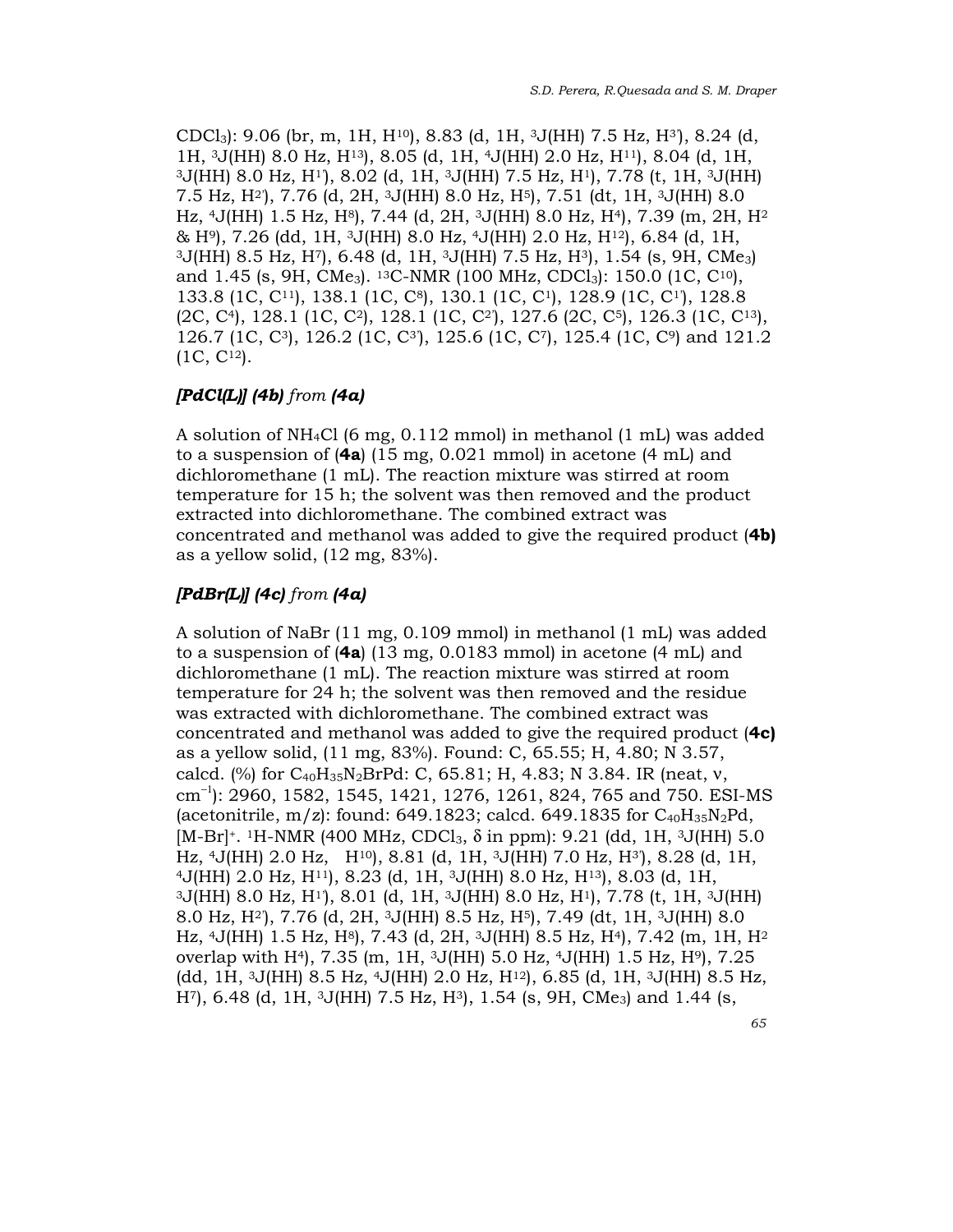$CDCl_3$): 9.06 (br, m, 1H, $H^{10}$), 8.83 (d, 1H, $^3J$(HH) 7.5 Hz, $H^{3'}$), 8.24 (d, 1H, $^3J$(HH) 8.0 Hz, $H^{13}$), 8.05 (d, 1H, $^4J$(HH) 2.0 Hz, $H^{11}$), 8.04 (d, 1H, $^3J$(HH) 8.0 Hz, $H^{1'}$), 8.02 (d, 1H, $^3J$(HH) 7.5 Hz, $H^1$), 7.78 (t, 1H, $^3J$(HH) 7.5 Hz, $H^{2'}$), 7.76 (d, 2H, $^3J$(HH) 8.0 Hz, $H^5$), 7.51 (dt, 1H, $^3J$(HH) 8.0 Hz, $^4J$(HH) 1.5 Hz, $H^8$), 7.44 (d, 2H, $^3J$(HH) 8.0 Hz, $H^4$), 7.39 (m, 2H, $H^2$ & $H^9$), 7.26 (dd, 1H, $^3J$(HH) 8.0 Hz, $^4J$(HH) 2.0 Hz, $H^{12}$), 6.84 (d, 1H, $^3J$(HH) 8.5 Hz, $H^7$), 6.48 (d, 1H, $^3J$(HH) 7.5 Hz, $H^3$), 1.54 (s, 9H, $CMe_3$) and 1.45 (s, 9H, $CMe_3$). $^{13}$C-NMR (100 MHz, $CDCl_3$): 150.0 (1C, $C^{10}$), 133.8 (1C, $C^{11}$), 138.1 (1C, $C^8$), 130.1 (1C, $C^1$), 128.9 (1C, $C^{1'}$), 128.8 (2C, $C^4$), 128.1 (1C, $C^2$), 128.1 (1C, $C^{2'}$), 127.6 (2C, $C^5$), 126.3 (1C, $C^{13}$), 126.7 (1C, $C^3$), 126.2 (1C, $C^{3'}$), 125.6 (1C, $C^7$), 125.4 (1C, $C^9$) and 121.2 (1C, $C^{12}$).

### *[PdCl(L)] (4b) from (4a)*

A solution of $NH_4Cl$ (6 mg, 0.112 mmol) in methanol (1 mL) was added to a suspension of (**4a**) (15 mg, 0.021 mmol) in acetone (4 mL) and dichloromethane (1 mL). The reaction mixture was stirred at room temperature for 15 h; the solvent was then removed and the product extracted into dichloromethane. The combined extract was concentrated and methanol was added to give the required product (**4b)** as a yellow solid, (12 mg, 83%).

### *[PdBr(L)] (4c) from (4a)*

A solution of NaBr (11 mg, 0.109 mmol) in methanol (1 mL) was added to a suspension of (**4a**) (13 mg, 0.0183 mmol) in acetone (4 mL) and dichloromethane (1 mL). The reaction mixture was stirred at room temperature for 24 h; the solvent was then removed and the residue was extracted with dichloromethane. The combined extract was concentrated and methanol was added to give the required product (**4c)** as a yellow solid, (11 mg, 83%). Found: C, 65.55; H, 4.80; N 3.57, calcd. (%) for $C_{40}H_{35}N_2BrPd$: C, 65.81; H, 4.83; N 3.84. IR (neat, ν, $cm^{-1}$): 2960, 1582, 1545, 1421, 1276, 1261, 824, 765 and 750. ESI-MS (acetonitrile, m/z): found: 649.1823; calcd. 649.1835 for $C_{40}H_{35}N_2Pd$, $[M-Br]^+$. $^1$H-NMR (400 MHz, $CDCl_3$, δ in ppm): 9.21 (dd, 1H, $^3J$(HH) 5.0 Hz, $^4J$(HH) 2.0 Hz, $H^{10}$), 8.81 (d, 1H, $^3J$(HH) 7.0 Hz, $H^{3'}$), 8.28 (d, 1H, $^4J$(HH) 2.0 Hz, $H^{11}$), 8.23 (d, 1H, $^3J$(HH) 8.0 Hz, $H^{13}$), 8.03 (d, 1H, $^3J$(HH) 8.0 Hz, $H^{1'}$), 8.01 (d, 1H, $^3J$(HH) 8.0 Hz, $H^1$), 7.78 (t, 1H, $^3J$(HH) 8.0 Hz, $H^{2'}$), 7.76 (d, 2H, $^3J$(HH) 8.5 Hz, $H^5$), 7.49 (dt, 1H, $^3J$(HH) 8.0 Hz, $^4J$(HH) 1.5 Hz, $H^8$), 7.43 (d, 2H, $^3J$(HH) 8.5 Hz, $H^4$), 7.42 (m, 1H, $H^2$ overlap with $H^4$), 7.35 (m, 1H, $^3J$(HH) 5.0 Hz, $^4J$(HH) 1.5 Hz, $H^9$), 7.25 (dd, 1H, $^3J$(HH) 8.5 Hz, $^4J$(HH) 2.0 Hz, $H^{12}$), 6.85 (d, 1H, $^3J$(HH) 8.5 Hz, $H^7$), 6.48 (d, 1H, $^3J$(HH) 7.5 Hz, $H^3$), 1.54 (s, 9H, $CMe_3$) and 1.44 (s,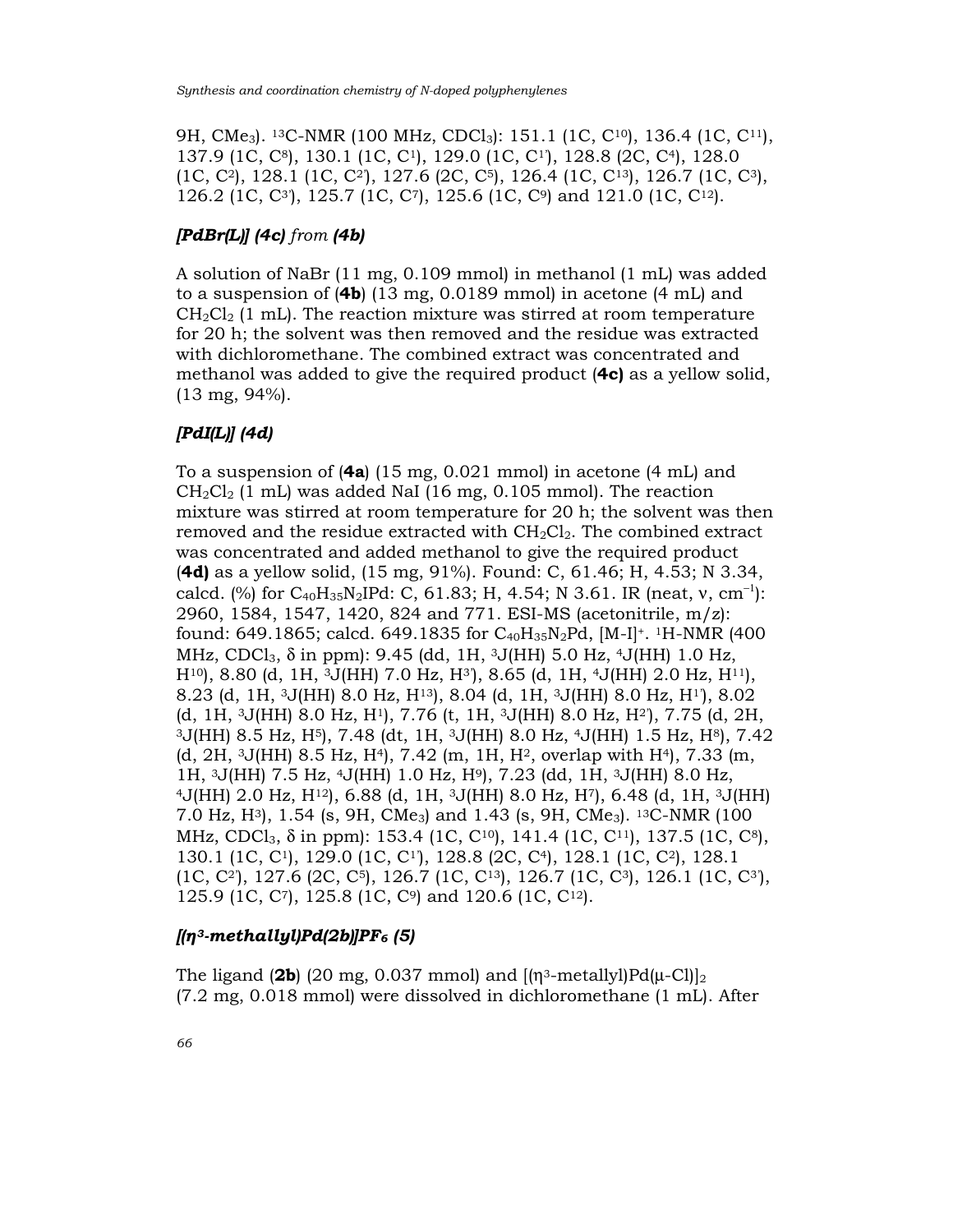9H, CMe$_3$). $^{13}$C-NMR (100 MHz, CDCl$_3$): 151.1 (1C, C$^{10}$), 136.4 (1C, C$^{11}$), 137.9 (1C, C$^{8}$), 130.1 (1C, C$^{1}$), 129.0 (1C, C$^{1'}$), 128.8 (2C, C$^{4}$), 128.0 (1C, C$^{2}$), 128.1 (1C, C$^{2'}$), 127.6 (2C, C$^{5}$), 126.4 (1C, C$^{13}$), 126.7 (1C, C$^{3}$), 126.2 (1C, C$^{3'}$), 125.7 (1C, C$^{7}$), 125.6 (1C, C$^{9}$) and 121.0 (1C, C$^{12}$).

### *[PdBr(L)] (4c) from (4b)*

A solution of NaBr (11 mg, 0.109 mmol) in methanol (1 mL) was added to a suspension of (**4b**) (13 mg, 0.0189 mmol) in acetone (4 mL) and $CH_2Cl_2$ (1 mL). The reaction mixture was stirred at room temperature for 20 h; the solvent was then removed and the residue was extracted with dichloromethane. The combined extract was concentrated and methanol was added to give the required product (**4c)** as a yellow solid, (13 mg, 94%).

### *[PdI(L)] (4d)*

To a suspension of (**4a**) (15 mg, 0.021 mmol) in acetone (4 mL) and $CH_2Cl_2$ (1 mL) was added NaI (16 mg, 0.105 mmol). The reaction mixture was stirred at room temperature for 20 h; the solvent was then removed and the residue extracted with $CH_2Cl_2$. The combined extract was concentrated and added methanol to give the required product (**4d)** as a yellow solid, (15 mg, 91%). Found: C, 61.46; H, 4.53; N 3.34, calcd. (%) for $C_{40}H_{35}N_2IPd$: C, 61.83; H, 4.54; N 3.61. IR (neat, ν, cm$^{-1}$): 2960, 1584, 1547, 1420, 824 and 771. ESI-MS (acetonitrile, m/z): found: 649.1865; calcd. 649.1835 for $C_{40}H_{35}N_2Pd$, [M-I]$^+$. $^1$H-NMR (400 MHz, CDCl$_3$, δ in ppm): 9.45 (dd, 1H, $^3J$(HH) 5.0 Hz, $^4J$(HH) 1.0 Hz, H$^{10}$), 8.80 (d, 1H, $^3J$(HH) 7.0 Hz, H$^{3'}$), 8.65 (d, 1H, $^4J$(HH) 2.0 Hz, H$^{11}$), 8.23 (d, 1H, $^3J$(HH) 8.0 Hz, H$^{13}$), 8.04 (d, 1H, $^3J$(HH) 8.0 Hz, H$^{1'}$), 8.02 (d, 1H, $^3J$(HH) 8.0 Hz, H$^{1}$), 7.76 (t, 1H, $^3J$(HH) 8.0 Hz, H$^{2'}$), 7.75 (d, 2H, $^3J$(HH) 8.5 Hz, H$^{5}$), 7.48 (dt, 1H, $^3J$(HH) 8.0 Hz, $^4J$(HH) 1.5 Hz, H$^{8}$), 7.42 (d, 2H, $^3J$(HH) 8.5 Hz, H$^{4}$), 7.42 (m, 1H, H$^{2}$, overlap with H$^{4}$), 7.33 (m, 1H, $^3J$(HH) 7.5 Hz, $^4J$(HH) 1.0 Hz, H$^{9}$), 7.23 (dd, 1H, $^3J$(HH) 8.0 Hz, $^4J$(HH) 2.0 Hz, H$^{12}$), 6.88 (d, 1H, $^3J$(HH) 8.0 Hz, H$^{7}$), 6.48 (d, 1H, $^3J$(HH) 7.0 Hz, H$^{3}$), 1.54 (s, 9H, CMe$_3$) and 1.43 (s, 9H, CMe$_3$). $^{13}$C-NMR (100 MHz, CDCl$_3$, δ in ppm): 153.4 (1C, C$^{10}$), 141.4 (1C, C$^{11}$), 137.5 (1C, C$^{8}$), 130.1 (1C, C$^{1}$), 129.0 (1C, C$^{1'}$), 128.8 (2C, C$^{4}$), 128.1 (1C, C$^{2}$), 128.1 (1C, C$^{2'}$), 127.6 (2C, C$^{5}$), 126.7 (1C, C$^{13}$), 126.7 (1C, C$^{3}$), 126.1 (1C, C$^{3'}$), 125.9 (1C, C$^{7}$), 125.8 (1C, C$^{9}$) and 120.6 (1C, C$^{12}$).

### *[(η$^3$-methallyl)Pd(2b)]PF$_6$ (5)*

The ligand (**2b**) (20 mg, 0.037 mmol) and [(η$^3$-metallyl)Pd(μ-Cl)]$_2$ (7.2 mg, 0.018 mmol) were dissolved in dichloromethane (1 mL). After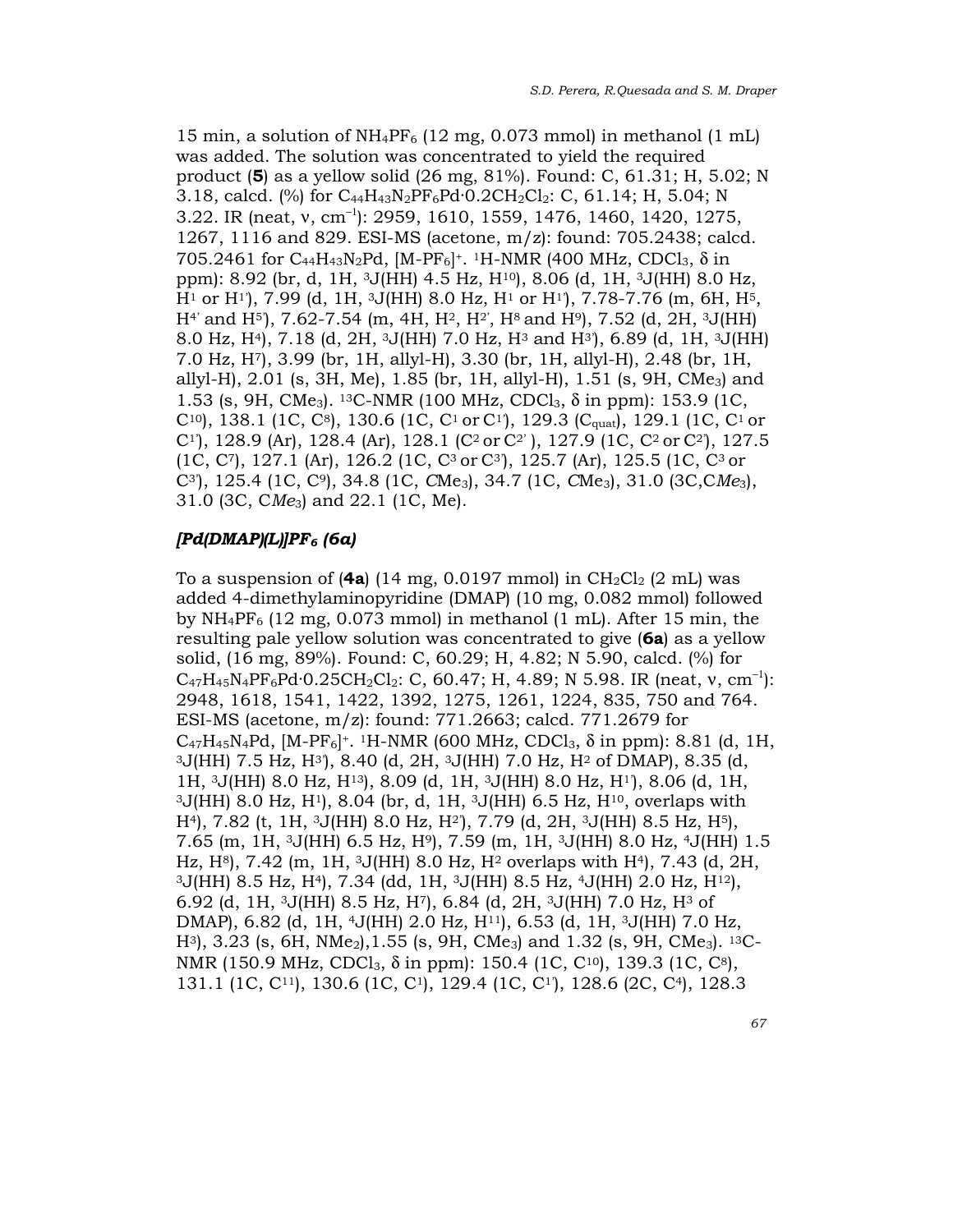15 min, a solution of $NH_4PF_6$ (12 mg, 0.073 mmol) in methanol (1 mL) was added. The solution was concentrated to yield the required product (**5**) as a yellow solid (26 mg, 81%). Found: C, 61.31; H, 5.02; N 3.18, calcd. (%) for $C_{44}H_{43}N_2PF_6Pd·0.2CH_2Cl_2$: C, 61.14; H, 5.04; N 3.22. IR (neat, ν, cm$^{-1}$): 2959, 1610, 1559, 1476, 1460, 1420, 1275, 1267, 1116 and 829. ESI-MS (acetone, m/z): found: 705.2438; calcd. 705.2461 for $C_{44}H_{43}N_2Pd$, $[M-PF_6]^+$. $^1$H-NMR (400 MHz, $CDCl_3$, δ in ppm): 8.92 (br, d, 1H, $^3J$(HH) 4.5 Hz, $H^{10}$), 8.06 (d, 1H, $^3J$(HH) 8.0 Hz, $H^1$ or $H^{1'}$), 7.99 (d, 1H, $^3J$(HH) 8.0 Hz, $H^1$ or $H^{1'}$), 7.78-7.76 (m, 6H, $H^5$, $H^{4'}$ and $H^{5'}$), 7.62-7.54 (m, 4H, $H^2$, $H^{2'}$, $H^8$ and $H^9$), 7.52 (d, 2H, $^3J$(HH) 8.0 Hz, $H^4$), 7.18 (d, 2H, $^3J$(HH) 7.0 Hz, $H^3$ and $H^{3'}$), 6.89 (d, 1H, $^3J$(HH) 7.0 Hz, $H^7$), 3.99 (br, 1H, allyl-H), 3.30 (br, 1H, allyl-H), 2.48 (br, 1H, allyl-H), 2.01 (s, 3H, Me), 1.85 (br, 1H, allyl-H), 1.51 (s, 9H, $CMe_3$) and 1.53 (s, 9H, $CMe_3$). $^{13}$C-NMR (100 MHz, $CDCl_3$, δ in ppm): 153.9 (1C, $C^{10}$), 138.1 (1C, $C^8$), 130.6 (1C, $C^1$ or $C^{1'}$), 129.3 ($C_{quat}$), 129.1 (1C, $C^1$ or $C^{1'}$), 128.9 (Ar), 128.4 (Ar), 128.1 ($C^2$ or $C^{2'}$), 127.9 (1C, $C^2$ or $C^{2'}$), 127.5 (1C, $C^7$), 127.1 (Ar), 126.2 (1C, $C^3$ or $C^{3'}$), 125.7 (Ar), 125.5 (1C, $C^3$ or $C^{3'}$), 125.4 (1C, $C^9$), 34.8 (1C, *C*Me$_3$), 34.7 (1C, *C*Me$_3$), 31.0 (3C,C*Me*$_3$), 31.0 (3C, C*Me*$_3$) and 22.1 (1C, Me).

### *[Pd(DMAP)(L)]PF$_6$ (6a)*

To a suspension of (**4a**) (14 mg, 0.0197 mmol) in $CH_2Cl_2$ (2 mL) was added 4-dimethylaminopyridine (DMAP) (10 mg, 0.082 mmol) followed by $NH_4PF_6$ (12 mg, 0.073 mmol) in methanol (1 mL). After 15 min, the resulting pale yellow solution was concentrated to give (**6a**) as a yellow solid, (16 mg, 89%). Found: C, 60.29; H, 4.82; N 5.90, calcd. (%) for $C_{47}H_{45}N_4PF_6Pd·0.25CH_2Cl_2$: C, 60.47; H, 4.89; N 5.98. IR (neat, ν, cm$^{-1}$): 2948, 1618, 1541, 1422, 1392, 1275, 1261, 1224, 835, 750 and 764. ESI-MS (acetone, m/z): found: 771.2663; calcd. 771.2679 for $C_{47}H_{45}N_4Pd$, $[M-PF_6]^+$. $^1$H-NMR (600 MHz, $CDCl_3$, δ in ppm): 8.81 (d, 1H, $^3J$(HH) 7.5 Hz, $H^{3'}$), 8.40 (d, 2H, $^3J$(HH) 7.0 Hz, $H^2$ of DMAP), 8.35 (d, 1H, $^3J$(HH) 8.0 Hz, $H^{13}$), 8.09 (d, 1H, $^3J$(HH) 8.0 Hz, $H^{1'}$), 8.06 (d, 1H, $^3J$(HH) 8.0 Hz, $H^1$), 8.04 (br, d, 1H, $^3J$(HH) 6.5 Hz, $H^{10}$, overlaps with $H^4$), 7.82 (t, 1H, $^3J$(HH) 8.0 Hz, $H^{2'}$), 7.79 (d, 2H, $^3J$(HH) 8.5 Hz, $H^5$), 7.65 (m, 1H, $^3J$(HH) 6.5 Hz, $H^9$), 7.59 (m, 1H, $^3J$(HH) 8.0 Hz, $^4J$(HH) 1.5 Hz, $H^8$), 7.42 (m, 1H, $^3J$(HH) 8.0 Hz, $H^2$ overlaps with $H^4$), 7.43 (d, 2H, $^3J$(HH) 8.5 Hz, $H^4$), 7.34 (dd, 1H, $^3J$(HH) 8.5 Hz, $^4J$(HH) 2.0 Hz, $H^{12}$), 6.92 (d, 1H, $^3J$(HH) 8.5 Hz, $H^7$), 6.84 (d, 2H, $^3J$(HH) 7.0 Hz, $H^3$ of DMAP), 6.82 (d, 1H, $^4J$(HH) 2.0 Hz, $H^{11}$), 6.53 (d, 1H, $^3J$(HH) 7.0 Hz, $H^3$), 3.23 (s, 6H, $NMe_2$),1.55 (s, 9H, $CMe_3$) and 1.32 (s, 9H, $CMe_3$). $^{13}$C-NMR (150.9 MHz, $CDCl_3$, δ in ppm): 150.4 (1C, $C^{10}$), 139.3 (1C, $C^8$), 131.1 (1C, $C^{11}$), 130.6 (1C, $C^1$), 129.4 (1C, $C^{1'}$), 128.6 (2C, $C^4$), 128.3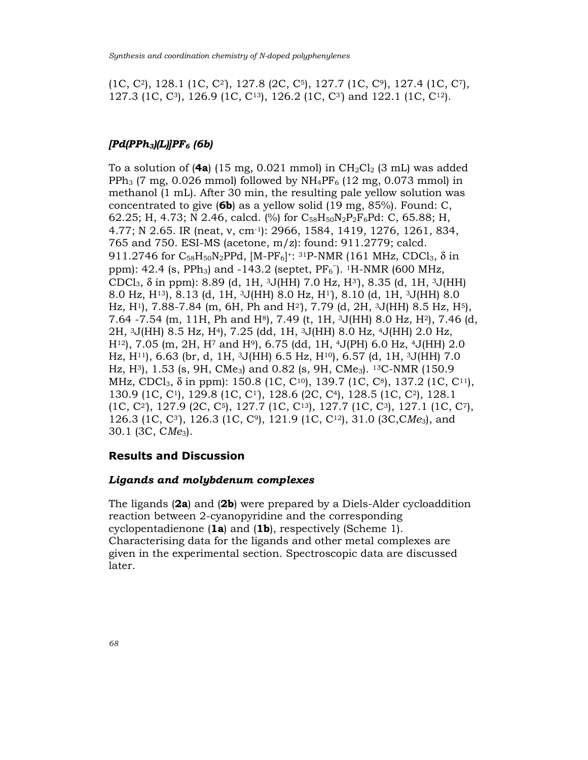(1C, C[2]), 128.1 (1C, C[2']), 127.8 (2C, C[5]), 127.7 (1C, C[9]), 127.4 (1C, C[7]), 127.3 (1C, C[3]), 126.9 (1C, C[13]), 126.2 (1C, C[3']) and 122.1 (1C, C[12]).

### *[Pd(PPh$_3$)(L)]PF$_6$ (6b)*

To a solution of (**4a**) (15 mg, 0.021 mmol) in $CH_2Cl_2$ (3 mL) was added $PPh_3$ (7 mg, 0.026 mmol) followed by $NH_4PF_6$ (12 mg, 0.073 mmol) in methanol (1 mL). After 30 min, the resulting pale yellow solution was concentrated to give (**6b**) as a yellow solid (19 mg, 85%). Found: C, 62.25; H, 4.73; N 2.46, calcd. (%) for $C_{58}H_{50}N_2P_2F_6Pd$: C, 65.88; H, 4.77; N 2.65. IR (neat, ν, cm$^{-1}$): 2966, 1584, 1419, 1276, 1261, 834, 765 and 750. ESI-MS (acetone, m/z): found: 911.2779; calcd. 911.2746 for $C_{58}H_{50}N_2PPd$, $[M-PF_6]^+$: $^{31}$P-NMR (161 MHz, $CDCl_3$, δ in ppm): 42.4 (s, $PPh_3$) and -143.2 (septet, $PF_6^-$). $^1$H-NMR (600 MHz, $CDCl_3$, δ in ppm): 8.89 (d, 1H, $^3J$(HH) 7.0 Hz, H[3']), 8.35 (d, 1H, $^3J$(HH) 8.0 Hz, H[13]), 8.13 (d, 1H, $^3J$(HH) 8.0 Hz, H[1']), 8.10 (d, 1H, $^3J$(HH) 8.0 Hz, H[1]), 7.88-7.84 (m, 6H, Ph and H[2']), 7.79 (d, 2H, $^3J$(HH) 8.5 Hz, H[5]), 7.64 -7.54 (m, 11H, Ph and H[8]), 7.49 (t, 1H, $^3J$(HH) 8.0 Hz, H[2]), 7.46 (d, 2H, $^3J$(HH) 8.5 Hz, H[4]), 7.25 (dd, 1H, $^3J$(HH) 8.0 Hz, $^4J$(HH) 2.0 Hz, H[12]), 7.05 (m, 2H, H[7] and H[9]), 6.75 (dd, 1H, $^4J$(PH) 6.0 Hz, $^4J$(HH) 2.0 Hz, H[11]), 6.63 (br, d, 1H, $^3J$(HH) 6.5 Hz, H[10]), 6.57 (d, 1H, $^3J$(HH) 7.0 Hz, H[3]), 1.53 (s, 9H, $CMe_3$) and 0.82 (s, 9H, $CMe_3$). $^{13}$C-NMR (150.9 MHz, $CDCl_3$, δ in ppm): 150.8 (1C, C[10]), 139.7 (1C, C[8]), 137.2 (1C, C[11]), 130.9 (1C, C[1]), 129.8 (1C, C[1']), 128.6 (2C, C[4]), 128.5 (1C, C[2]), 128.1 (1C, C[2']), 127.9 (2C, C[5]), 127.7 (1C, C[13]), 127.7 (1C, C[3]), 127.1 (1C, C[7]), 126.3 (1C, C[3']), 126.3 (1C, C[9]), 121.9 (1C, C[12]), 31.0 (3C,C*Me*$_3$), and 30.1 (3C, C*Me*$_3$).

## Results and Discussion

### *Ligands and molybdenum complexes*

The ligands (**2a**) and (**2b**) were prepared by a Diels-Alder cycloaddition reaction between 2-cyanopyridine and the corresponding cyclopentadienone (**1a**) and (**1b**), respectively (Scheme 1). Characterising data for the ligands and other metal complexes are given in the experimental section. Spectroscopic data are discussed later.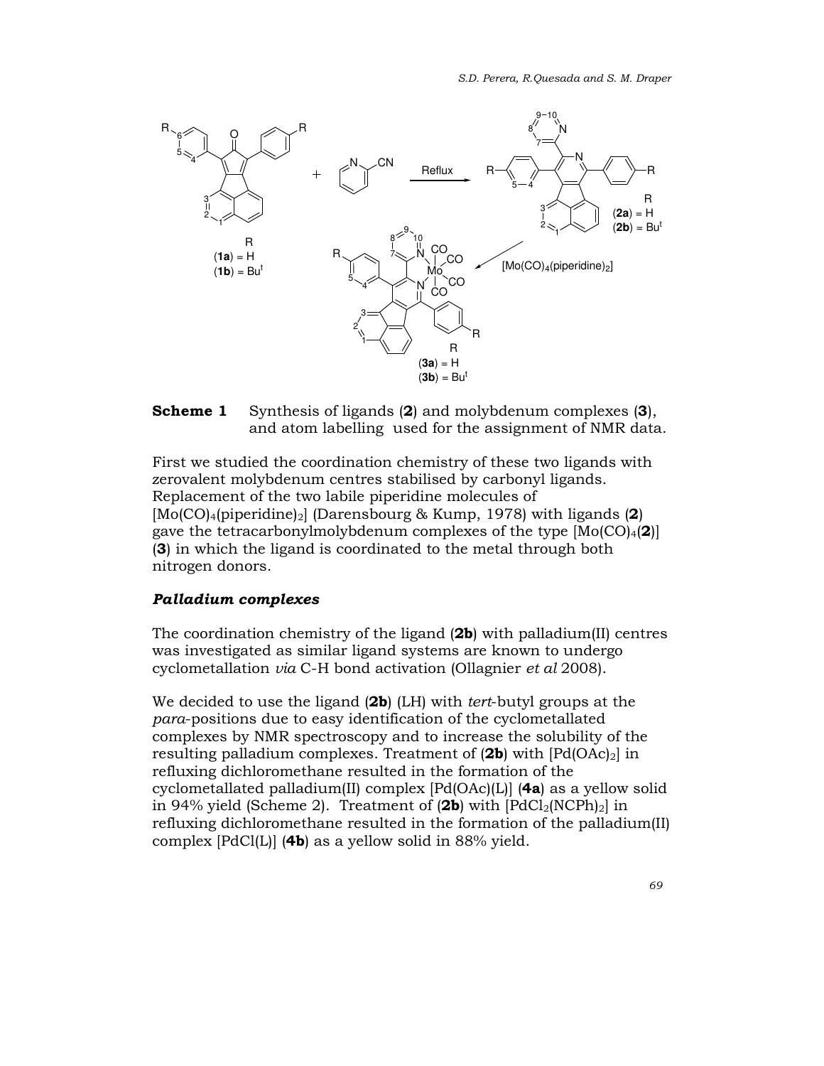**Scheme 1** Synthesis of ligands (**2**) and molybdenum complexes (**3**), and atom labelling used for the assignment of NMR data.

First we studied the coordination chemistry of these two ligands with zerovalent molybdenum centres stabilised by carbonyl ligands. Replacement of the two labile piperidine molecules of $[Mo(CO)_4(piperidine)_2]$ (Darensbourg & Kump, 1978) with ligands (**2**) gave the tetracarbonylmolybdenum complexes of the type $[Mo(CO)_4(\mathbf{2})]$ (**3**) in which the ligand is coordinated to the metal through both nitrogen donors.

### *Palladium complexes*

The coordination chemistry of the ligand (**2b**) with palladium(II) centres was investigated as similar ligand systems are known to undergo cyclometallation *via* C-H bond activation (Ollagnier *et al* 2008).

We decided to use the ligand (**2b**) (LH) with *tert*-butyl groups at the *para*-positions due to easy identification of the cyclometallated complexes by NMR spectroscopy and to increase the solubility of the resulting palladium complexes. Treatment of (**2b**) with $[Pd(OAc)_2]$ in refluxing dichloromethane resulted in the formation of the cyclometallated palladium(II) complex [Pd(OAc)(L)] (**4a**) as a yellow solid in 94% yield (Scheme 2). Treatment of (**2b**) with $[PdCl_2(NCPh)_2]$ in refluxing dichloromethane resulted in the formation of the palladium(II) complex [PdCl(L)] (**4b**) as a yellow solid in 88% yield.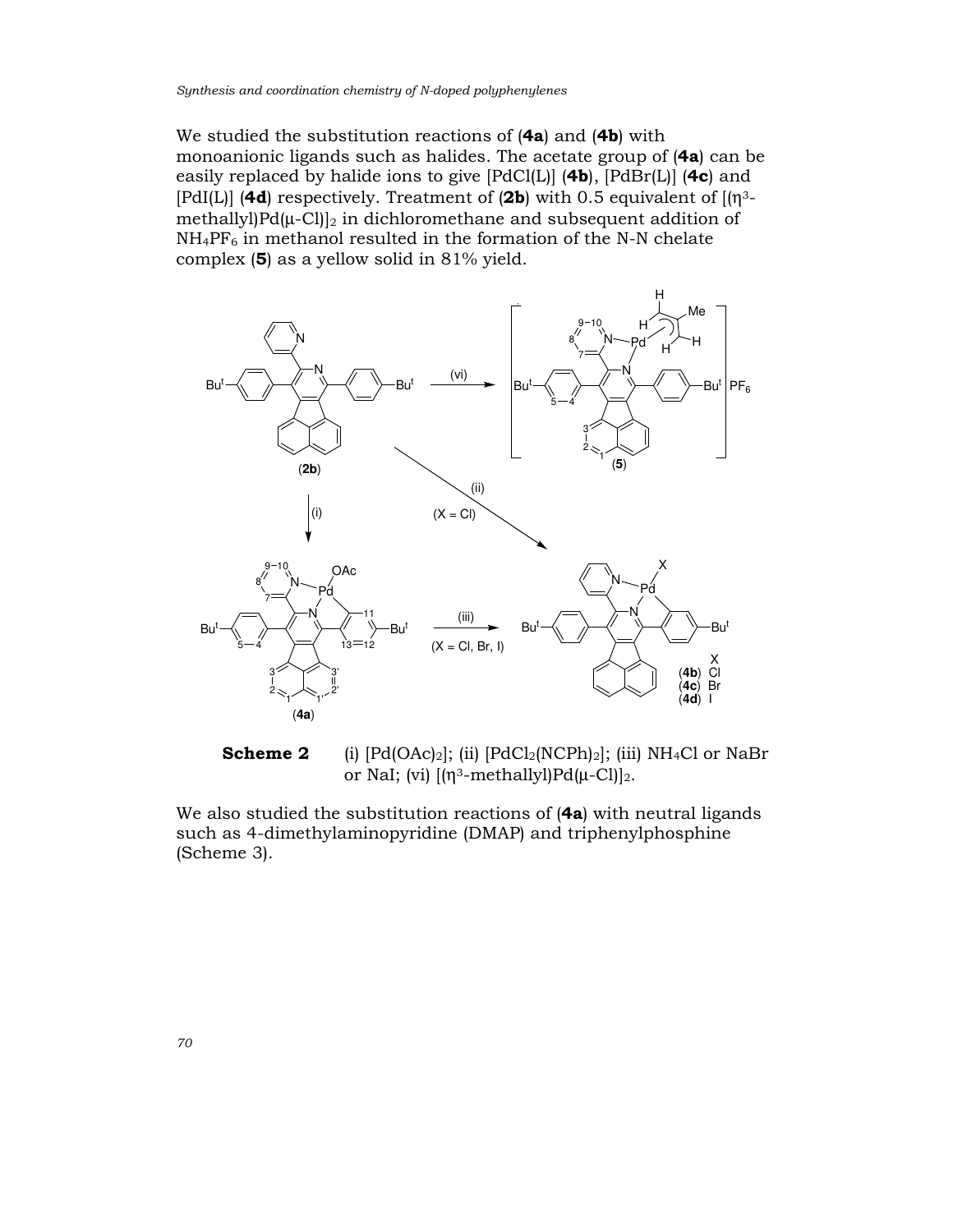We studied the substitution reactions of (**4a**) and (**4b**) with monoanionic ligands such as halides. The acetate group of (**4a**) can be easily replaced by halide ions to give [PdCl(L)] (**4b**), [PdBr(L)] (**4c**) and [PdI(L)] (**4d**) respectively. Treatment of (**2b**) with 0.5 equivalent of [(η$^3$-methallyl)Pd(μ-Cl)]$_2$ in dichloromethane and subsequent addition of $NH_4PF_6$ in methanol resulted in the formation of the N-N chelate complex (**5**) as a yellow solid in 81% yield.

**Scheme 2** (i) [Pd(OAc)$_2$]; (ii) [PdCl$_2$(NCPh)$_2$]; (iii) $NH_4Cl$ or NaBr or NaI; (vi) [(η$^3$-methallyl)Pd(μ-Cl)]$_2$.

We also studied the substitution reactions of (**4a**) with neutral ligands such as 4-dimethylaminopyridine (DMAP) and triphenylphosphine (Scheme 3).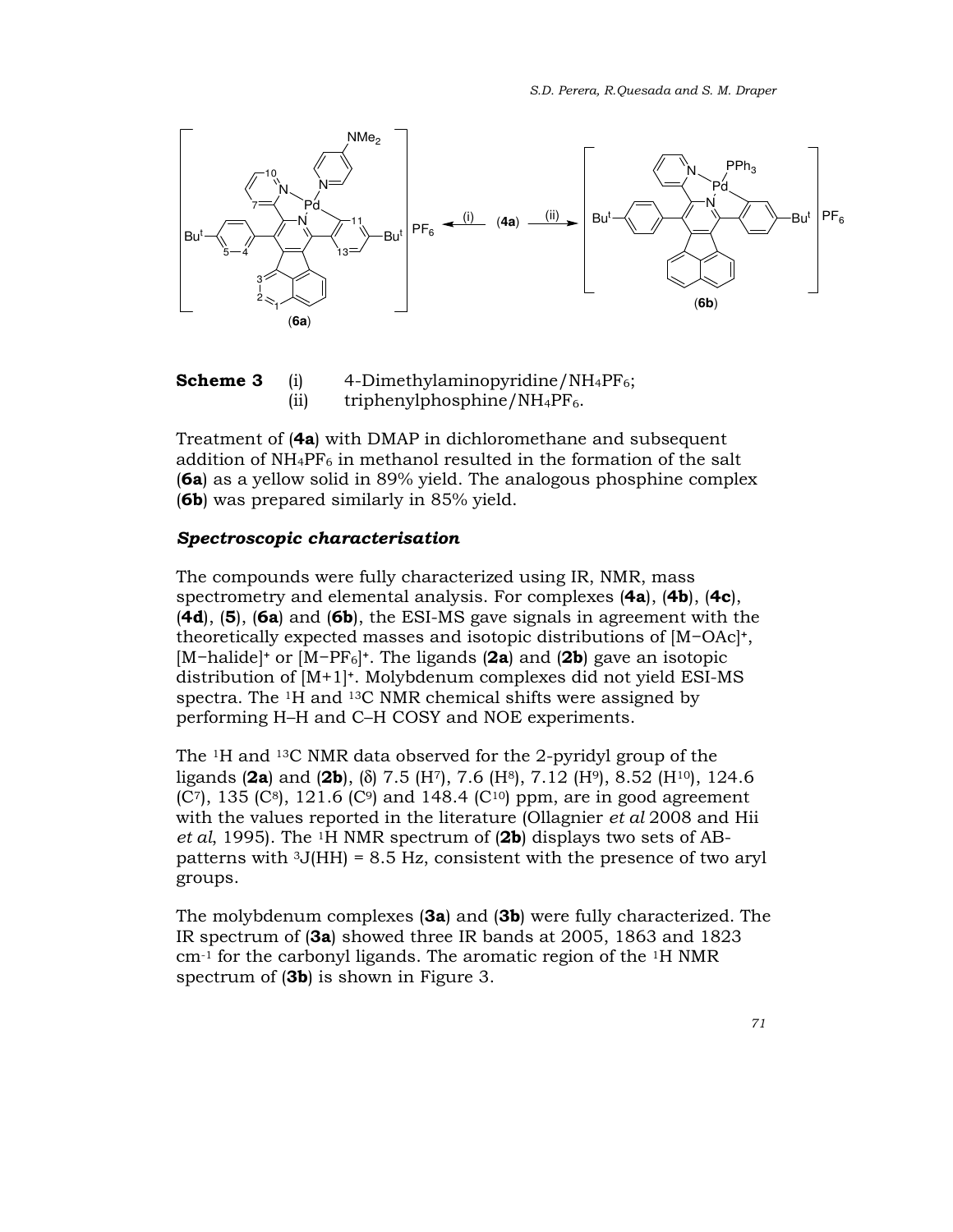**Scheme 3** (i) 4-Dimethylaminopyridine/$NH_4PF_6$;
(ii) triphenylphosphine/$NH_4PF_6$.

Treatment of (**4a**) with DMAP in dichloromethane and subsequent addition of $NH_4PF_6$ in methanol resulted in the formation of the salt (**6a**) as a yellow solid in 89% yield. The analogous phosphine complex (**6b**) was prepared similarly in 85% yield.

### *Spectroscopic characterisation*

The compounds were fully characterized using IR, NMR, mass spectrometry and elemental analysis. For complexes (**4a**), (**4b**), (**4c**), (**4d**), (**5**), (**6a**) and (**6b**), the ESI-MS gave signals in agreement with the theoretically expected masses and isotopic distributions of $[M{-}OAc]^+$, $[M{-}halide]^+$ or $[M{-}PF_6]^+$. The ligands (**2a**) and (**2b**) gave an isotopic distribution of $[M+1]^+$. Molybdenum complexes did not yield ESI-MS spectra. The $^1H$ and $^{13}C$ NMR chemical shifts were assigned by performing H–H and C–H COSY and NOE experiments.

The $^1H$ and $^{13}C$ NMR data observed for the 2-pyridyl group of the ligands (**2a**) and (**2b**), (δ) 7.5 ($H^7$), 7.6 ($H^8$), 7.12 ($H^9$), 8.52 ($H^{10}$), 124.6 ($C^7$), 135 ($C^8$), 121.6 ($C^9$) and 148.4 ($C^{10}$) ppm, are in good agreement with the values reported in the literature (Ollagnier *et al* 2008 and Hii *et al*, 1995). The $^1H$ NMR spectrum of (**2b**) displays two sets of AB-patterns with $^3J(HH)$ = 8.5 Hz, consistent with the presence of two aryl groups.

The molybdenum complexes (**3a**) and (**3b**) were fully characterized. The IR spectrum of (**3a**) showed three IR bands at 2005, 1863 and 1823 $cm^{-1}$ for the carbonyl ligands. The aromatic region of the $^1H$ NMR spectrum of (**3b**) is shown in Figure 3.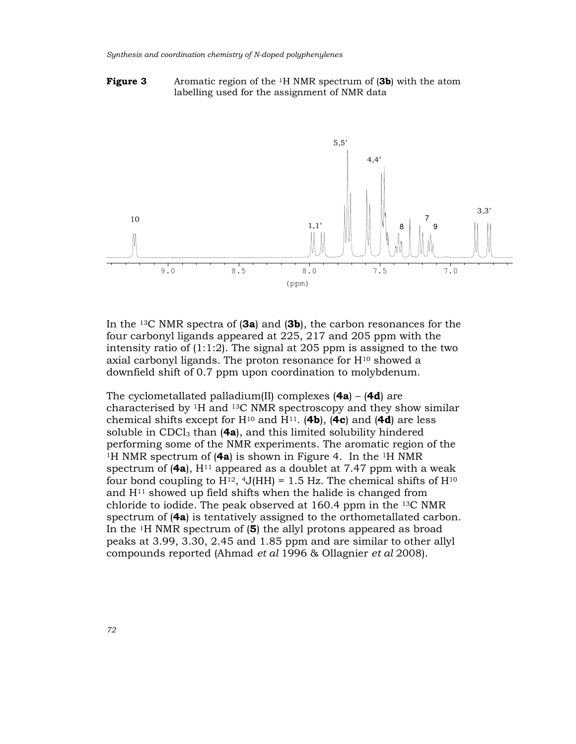**Figure 3** Aromatic region of the $^1H$ NMR spectrum of (**3b**) with the atom labelling used for the assignment of NMR data

In the $^{13}C$ NMR spectra of (**3a**) and (**3b**), the carbon resonances for the four carbonyl ligands appeared at 225, 217 and 205 ppm with the intensity ratio of (1:1:2). The signal at 205 ppm is assigned to the two axial carbonyl ligands. The proton resonance for $H^{10}$ showed a downfield shift of 0.7 ppm upon coordination to molybdenum.

The cyclometallated palladium(II) complexes (**4a**) – (**4d**) are characterised by $^1H$ and $^{13}C$ NMR spectroscopy and they show similar chemical shifts except for $H^{10}$ and $H^{11}$. (**4b**), (**4c**) and (**4d**) are less soluble in $CDCl_3$ than (**4a**), and this limited solubility hindered performing some of the NMR experiments. The aromatic region of the $^1H$ NMR spectrum of (**4a**) is shown in Figure 4. In the $^1H$ NMR spectrum of (**4a**), $H^{11}$ appeared as a doublet at 7.47 ppm with a weak four bond coupling to $H^{12}$, $^4J(HH)$ = 1.5 Hz. The chemical shifts of $H^{10}$ and $H^{11}$ showed up field shifts when the halide is changed from chloride to iodide. The peak observed at 160.4 ppm in the $^{13}C$ NMR spectrum of (**4a**) is tentatively assigned to the orthometallated carbon. In the $^1H$ NMR spectrum of (**5**) the allyl protons appeared as broad peaks at 3.99, 3.30, 2.45 and 1.85 ppm and are similar to other allyl compounds reported (Ahmad *et al* 1996 & Ollagnier *et al* 2008).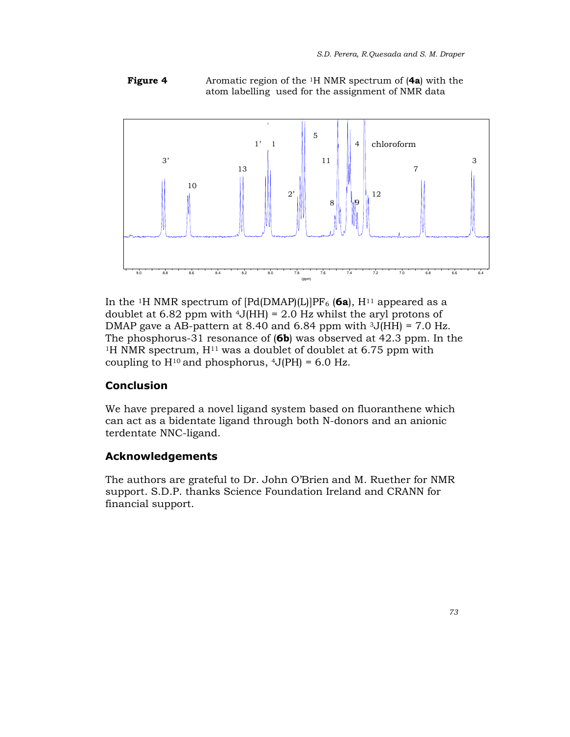**Figure 4** Aromatic region of the $^{1}$H NMR spectrum of (**4a**) with the atom labelling used for the assignment of NMR data

In the $^{1}$H NMR spectrum of $[Pd(DMAP)(L)]PF_6$ (**6a**), $H^{11}$ appeared as a doublet at 6.82 ppm with $^{4}J(HH)$ = 2.0 Hz whilst the aryl protons of DMAP gave a AB-pattern at 8.40 and 6.84 ppm with $^{3}J(HH)$ = 7.0 Hz. The phosphorus-31 resonance of (**6b**) was observed at 42.3 ppm. In the $^{1}$H NMR spectrum, $H^{11}$ was a doublet of doublet at 6.75 ppm with coupling to $H^{10}$ and phosphorus, $^{4}J(PH)$ = 6.0 Hz.

## Conclusion

We have prepared a novel ligand system based on fluoranthene which can act as a bidentate ligand through both N-donors and an anionic terdentate NNC-ligand.

## Acknowledgements

The authors are grateful to Dr. John O'Brien and M. Ruether for NMR support. S.D.P. thanks Science Foundation Ireland and CRANN for financial support.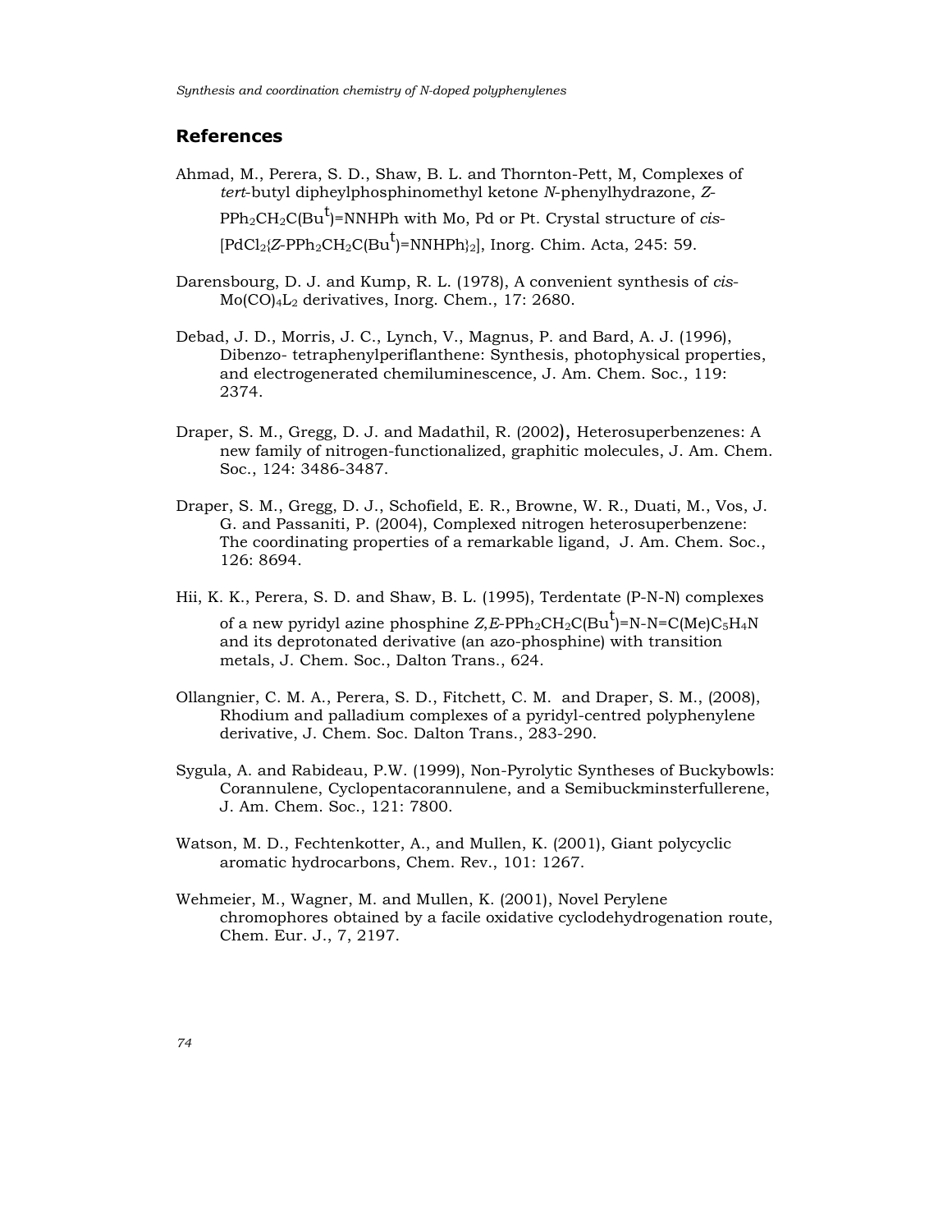## References

Ahmad, M., Perera, S. D., Shaw, B. L. and Thornton-Pett, M, Complexes of *tert*-butyl dipheylphosphinomethyl ketone *N*-phenylhydrazone, *Z*-$PPh_2CH_2C(Bu^t)$=NNHPh with Mo, Pd or Pt. Crystal structure of *cis*-[$PdCl_2${*Z*-$PPh_2CH_2C(Bu^t)$=NNHPh}$_2$], Inorg. Chim. Acta, 245: 59.

Darensbourg, D. J. and Kump, R. L. (1978), A convenient synthesis of *cis*-$Mo(CO)_4L_2$ derivatives, Inorg. Chem., 17: 2680.

Debad, J. D., Morris, J. C., Lynch, V., Magnus, P. and Bard, A. J. (1996), Dibenzo- tetraphenylperiflanthene: Synthesis, photophysical properties, and electrogenerated chemiluminescence, J. Am. Chem. Soc., 119: 2374.

Draper, S. M., Gregg, D. J. and Madathil, R. (2002), Heterosuperbenzenes: A new family of nitrogen-functionalized, graphitic molecules, J. Am. Chem. Soc., 124: 3486-3487.

Draper, S. M., Gregg, D. J., Schofield, E. R., Browne, W. R., Duati, M., Vos, J. G. and Passaniti, P. (2004), Complexed nitrogen heterosuperbenzene: The coordinating properties of a remarkable ligand, J. Am. Chem. Soc., 126: 8694.

Hii, K. K., Perera, S. D. and Shaw, B. L. (1995), Terdentate (P-N-N) complexes of a new pyridyl azine phosphine *Z,E*-$PPh_2CH_2C(Bu^t)$=N-N=C(Me)$C_5H_4N$ and its deprotonated derivative (an azo-phosphine) with transition metals, J. Chem. Soc., Dalton Trans., 624.

Ollangnier, C. M. A., Perera, S. D., Fitchett, C. M. and Draper, S. M., (2008), Rhodium and palladium complexes of a pyridyl-centred polyphenylene derivative, J. Chem. Soc. Dalton Trans., 283-290.

Sygula, A. and Rabideau, P.W. (1999), Non-Pyrolytic Syntheses of Buckybowls: Corannulene, Cyclopentacorannulene, and a Semibuckminsterfullerene, J. Am. Chem. Soc., 121: 7800.

Watson, M. D., Fechtenkotter, A., and Mullen, K. (2001), Giant polycyclic aromatic hydrocarbons, Chem. Rev., 101: 1267.

Wehmeier, M., Wagner, M. and Mullen, K. (2001), Novel Perylene chromophores obtained by a facile oxidative cyclodehydrogenation route, Chem. Eur. J., 7, 2197.